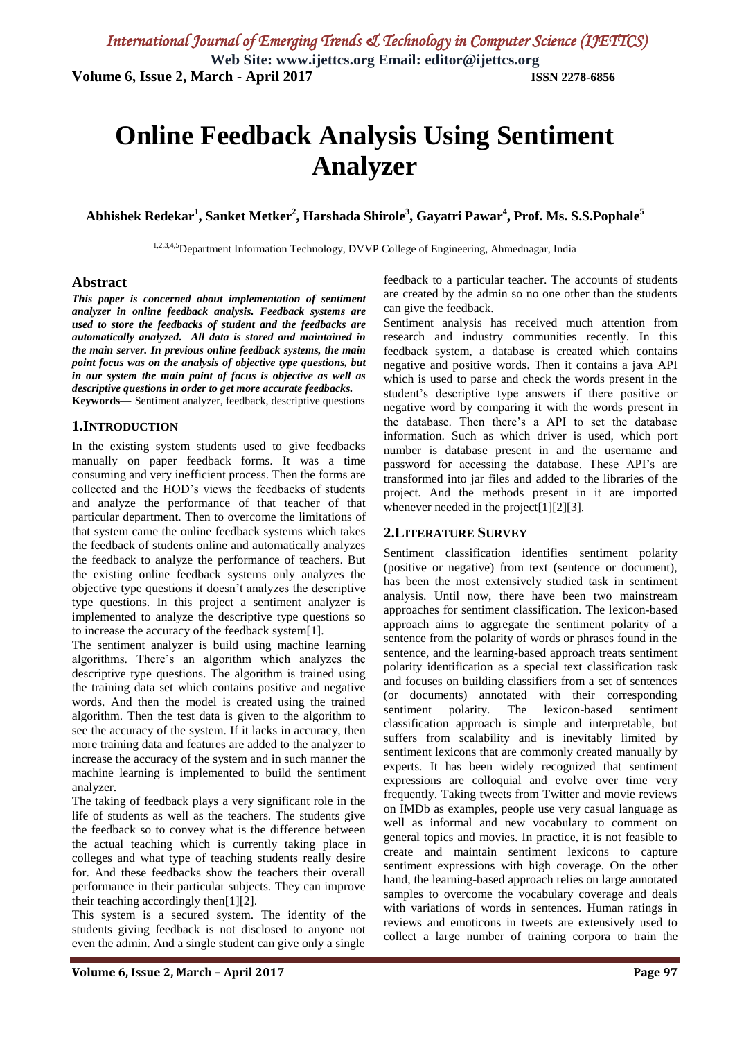# Online Feedback Analysis Using Sentiment Analyzer

**Abhishek Redekar[1], Sanket Metker[2], Harshada Shirole[3], Gayatri Pawar[4], Prof. Ms. S.S.Pophale[5]**

[1,2,3,4,5]Department Information Technology, DVVP College of Engineering, Ahmednagar, India

## Abstract

***This paper is concerned about implementation of sentiment analyzer in online feedback analysis. Feedback systems are used to store the feedbacks of student and the feedbacks are automatically analyzed. All data is stored and maintained in the main server. In previous online feedback systems, the main point focus was on the analysis of objective type questions, but in our system the main point of focus is objective as well as descriptive questions in order to get more accurate feedbacks.***

**Keywords—** Sentiment analyzer, feedback, descriptive questions

## 1.INTRODUCTION

In the existing system students used to give feedbacks manually on paper feedback forms. It was a time consuming and very inefficient process. Then the forms are collected and the HOD's views the feedbacks of students and analyze the performance of that teacher of that particular department. Then to overcome the limitations of that system came the online feedback systems which takes the feedback of students online and automatically analyzes the feedback to analyze the performance of teachers. But the existing online feedback systems only analyzes the objective type questions it doesn't analyzes the descriptive type questions. In this project a sentiment analyzer is implemented to analyze the descriptive type questions so to increase the accuracy of the feedback system[1].

The sentiment analyzer is build using machine learning algorithms. There's an algorithm which analyzes the descriptive type questions. The algorithm is trained using the training data set which contains positive and negative words. And then the model is created using the trained algorithm. Then the test data is given to the algorithm to see the accuracy of the system. If it lacks in accuracy, then more training data and features are added to the analyzer to increase the accuracy of the system and in such manner the machine learning is implemented to build the sentiment analyzer.

The taking of feedback plays a very significant role in the life of students as well as the teachers. The students give the feedback so to convey what is the difference between the actual teaching which is currently taking place in colleges and what type of teaching students really desire for. And these feedbacks show the teachers their overall performance in their particular subjects. They can improve their teaching accordingly then[1][2].

This system is a secured system. The identity of the students giving feedback is not disclosed to anyone not even the admin. And a single student can give only a single feedback to a particular teacher. The accounts of students are created by the admin so no one other than the students can give the feedback.

Sentiment analysis has received much attention from research and industry communities recently. In this feedback system, a database is created which contains negative and positive words. Then it contains a java API which is used to parse and check the words present in the student's descriptive type answers if there positive or negative word by comparing it with the words present in the database. Then there's a API to set the database information. Such as which driver is used, which port number is database present in and the username and password for accessing the database. These API's are transformed into jar files and added to the libraries of the project. And the methods present in it are imported whenever needed in the project[1][2][3].

## 2.LITERATURE SURVEY

Sentiment classification identifies sentiment polarity (positive or negative) from text (sentence or document), has been the most extensively studied task in sentiment analysis. Until now, there have been two mainstream approaches for sentiment classification. The lexicon-based approach aims to aggregate the sentiment polarity of a sentence from the polarity of words or phrases found in the sentence, and the learning-based approach treats sentiment polarity identification as a special text classification task and focuses on building classifiers from a set of sentences (or documents) annotated with their corresponding sentiment polarity. The lexicon-based sentiment classification approach is simple and interpretable, but suffers from scalability and is inevitably limited by sentiment lexicons that are commonly created manually by experts. It has been widely recognized that sentiment expressions are colloquial and evolve over time very frequently. Taking tweets from Twitter and movie reviews on IMDb as examples, people use very casual language as well as informal and new vocabulary to comment on general topics and movies. In practice, it is not feasible to create and maintain sentiment lexicons to capture sentiment expressions with high coverage. On the other hand, the learning-based approach relies on large annotated samples to overcome the vocabulary coverage and deals with variations of words in sentences. Human ratings in reviews and emoticons in tweets are extensively used to collect a large number of training corpora to train the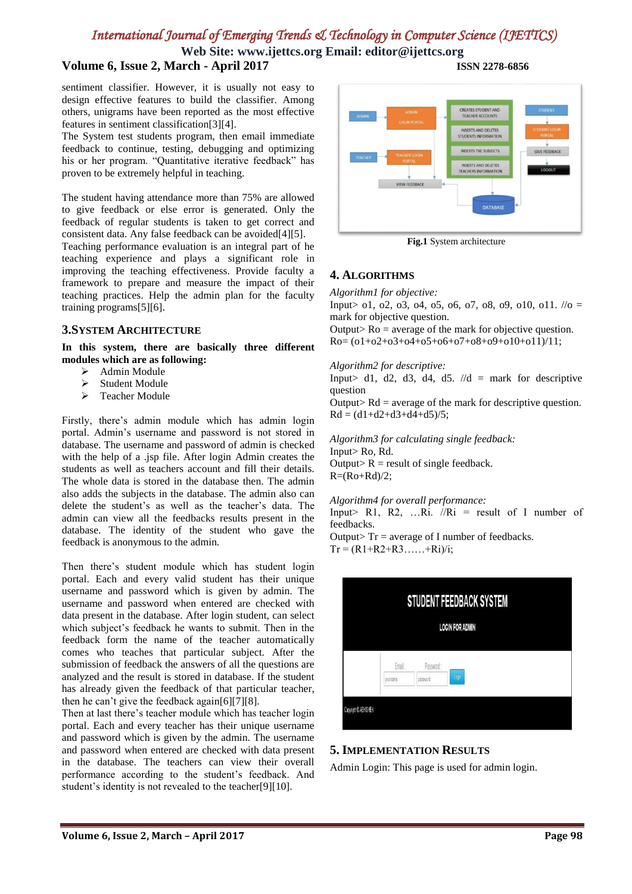sentiment classifier. However, it is usually not easy to design effective features to build the classifier. Among others, unigrams have been reported as the most effective features in sentiment classification[3][4].
The System test students program, then email immediate feedback to continue, testing, debugging and optimizing his or her program. "Quantitative iterative feedback" has proven to be extremely helpful in teaching.

The student having attendance more than 75% are allowed to give feedback or else error is generated. Only the feedback of regular students is taken to get correct and consistent data. Any false feedback can be avoided[4][5].
Teaching performance evaluation is an integral part of he teaching experience and plays a significant role in improving the teaching effectiveness. Provide faculty a framework to prepare and measure the impact of their teaching practices. Help the admin plan for the faculty training programs[5][6].

## 3.SYSTEM ARCHITECTURE

**In this system, there are basically three different modules which are as following:**

- Admin Module
- Student Module
- Teacher Module

Firstly, there's admin module which has admin login portal. Admin's username and password is not stored in database. The username and password of admin is checked with the help of a .jsp file. After login Admin creates the students as well as teachers account and fill their details. The whole data is stored in the database then. The admin also adds the subjects in the database. The admin also can delete the student's as well as the teacher's data. The admin can view all the feedbacks results present in the database. The identity of the student who gave the feedback is anonymous to the admin.

Then there's student module which has student login portal. Each and every valid student has their unique username and password which is given by admin. The username and password when entered are checked with data present in the database. After login student, can select which subject's feedback he wants to submit. Then in the feedback form the name of the teacher automatically comes who teaches that particular subject. After the submission of feedback the answers of all the questions are analyzed and the result is stored in database. If the student has already given the feedback of that particular teacher, then he can't give the feedback again[6][7][8].
Then at last there's teacher module which has teacher login portal. Each and every teacher has their unique username and password which is given by the admin. The username and password when entered are checked with data present in the database. The teachers can view their overall performance according to the student's feedback. And student's identity is not revealed to the teacher[9][10].

**Fig.1** System architecture

## 4. ALGORITHMS

*Algorithm1 for objective:*
Input> o1, o2, o3, o4, o5, o6, o7, o8, o9, o10, o11. //o = mark for objective question.
Output> Ro = average of the mark for objective question.
Ro= (o1+o2+o3+o4+o5+o6+o7+o8+o9+o10+o11)/11;

*Algorithm2 for descriptive:*
Input> d1, d2, d3, d4, d5. //d = mark for descriptive question
Output> Rd = average of the mark for descriptive question.
Rd = (d1+d2+d3+d4+d5)/5;

*Algorithm3 for calculating single feedback:*
Input> Ro, Rd.
Output> R = result of single feedback.
R=(Ro+Rd)/2;

*Algorithm4 for overall performance:*
Input> R1, R2, …Ri. //Ri = result of I number of feedbacks.
Output> Tr = average of I number of feedbacks.
Tr = (R1+R2+R3……+Ri)/i;

## 5. IMPLEMENTATION RESULTS

Admin Login: This page is used for admin login.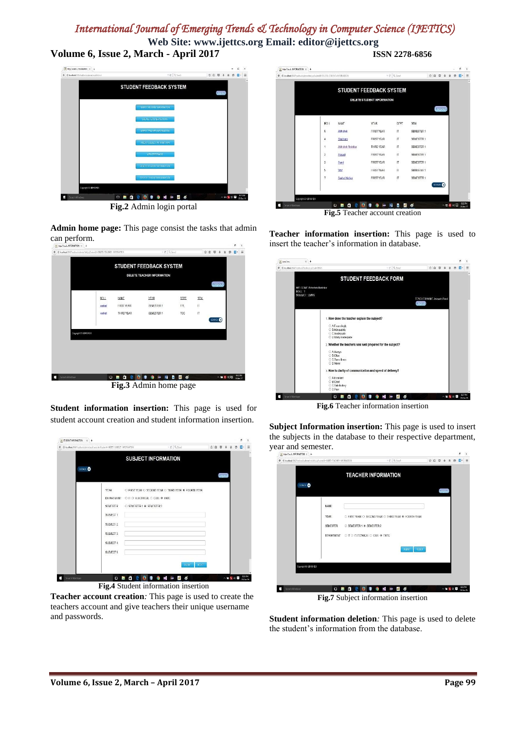Fig.2 Admin login portal

**Admin home page:** This page consist the tasks that admin can perform.

Fig.3 Admin home page

**Student information insertion:** This page is used for student account creation and student information insertion.

Fig.4 Student information insertion

**Teacher account creation**: This page is used to create the teachers account and give teachers their unique username and passwords.

Fig.5 Teacher account creation

**Teacher information insertion:** This page is used to insert the teacher's information in database.

Fig.6 Teacher information insertion

**Subject Information insertion:** This page is used to insert the subjects in the database to their respective department, year and semester.

Fig.7 Subject information insertion

**Student information deletion**: This page is used to delete the student's information from the database.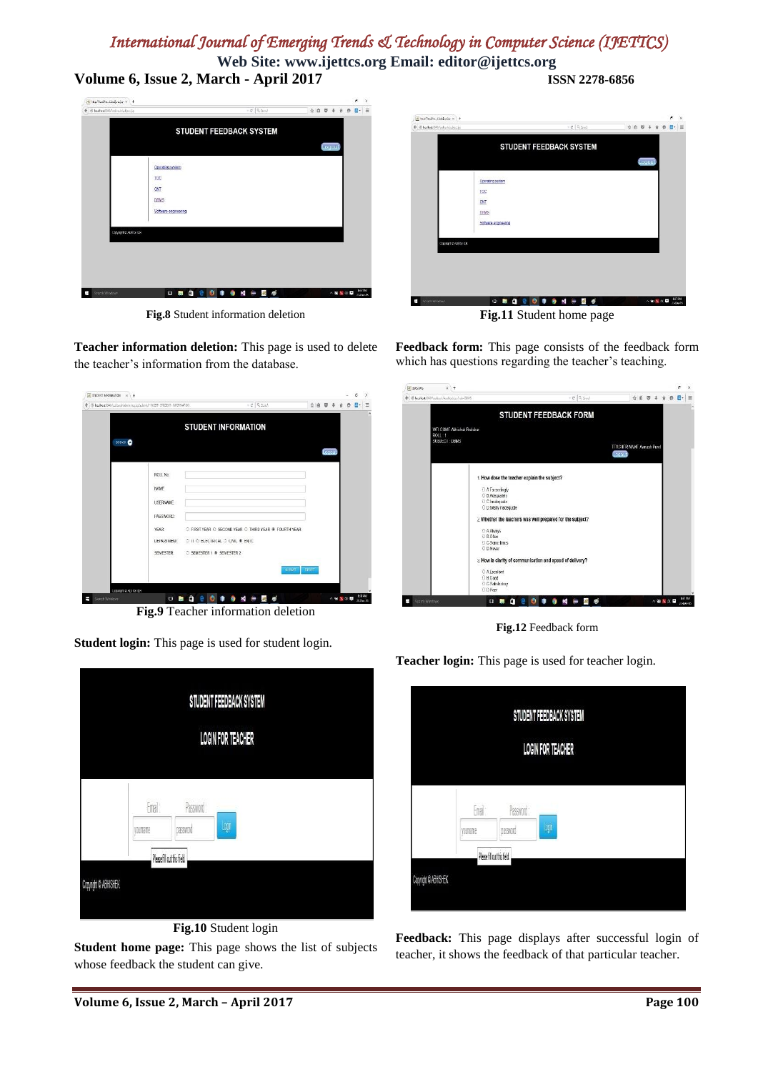Fig.8 Student information deletion

**Teacher information deletion:** This page is used to delete the teacher's information from the database.

Fig.9 Teacher information deletion

**Student login:** This page is used for student login.

Fig.10 Student login

**Student home page:** This page shows the list of subjects whose feedback the student can give.

Fig.11 Student home page

**Feedback form:** This page consists of the feedback form which has questions regarding the teacher's teaching.

Fig.12 Feedback form

**Teacher login:** This page is used for teacher login.

**Feedback:** This page displays after successful login of teacher, it shows the feedback of that particular teacher.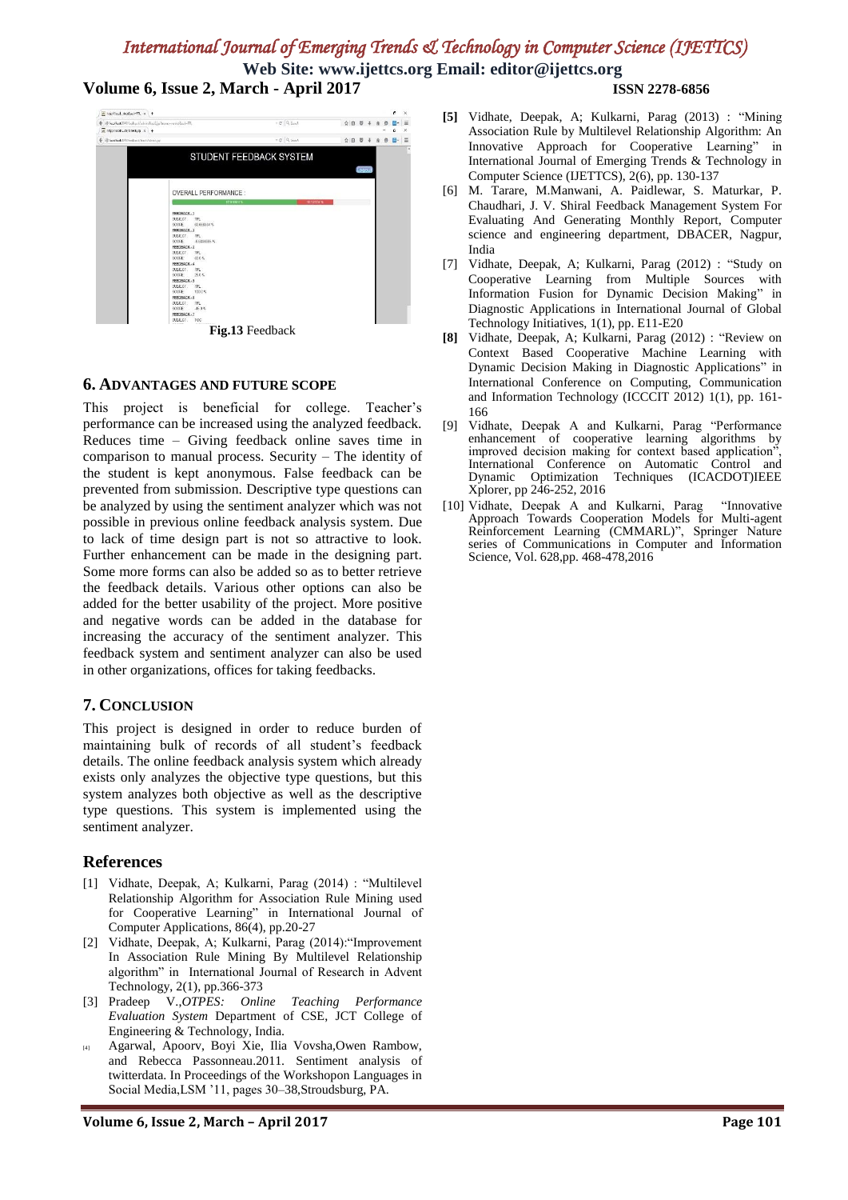Fig.13 Feedback

## 6. ADVANTAGES AND FUTURE SCOPE

This project is beneficial for college. Teacher's performance can be increased using the analyzed feedback. Reduces time – Giving feedback online saves time in comparison to manual process. Security – The identity of the student is kept anonymous. False feedback can be prevented from submission. Descriptive type questions can be analyzed by using the sentiment analyzer which was not possible in previous online feedback analysis system. Due to lack of time design part is not so attractive to look. Further enhancement can be made in the designing part. Some more forms can also be added so as to better retrieve the feedback details. Various other options can also be added for the better usability of the project. More positive and negative words can be added in the database for increasing the accuracy of the sentiment analyzer. This feedback system and sentiment analyzer can also be used in other organizations, offices for taking feedbacks.

## 7. CONCLUSION

This project is designed in order to reduce burden of maintaining bulk of records of all student's feedback details. The online feedback analysis system which already exists only analyzes the objective type questions, but this system analyzes both objective as well as the descriptive type questions. This system is implemented using the sentiment analyzer.

## References

[1] Vidhate, Deepak, A; Kulkarni, Parag (2014) : "Multilevel Relationship Algorithm for Association Rule Mining used for Cooperative Learning" in International Journal of Computer Applications, 86(4), pp.20-27

[2] Vidhate, Deepak, A; Kulkarni, Parag (2014):"Improvement In Association Rule Mining By Multilevel Relationship algorithm" in International Journal of Research in Advent Technology, 2(1), pp.366-373

[3] Pradeep V.,*OTPES: Online Teaching Performance Evaluation System* Department of CSE, JCT College of Engineering & Technology, India.

[4] Agarwal, Apoorv, Boyi Xie, Ilia Vovsha,Owen Rambow, and Rebecca Passonneau.2011. Sentiment analysis of twitterdata. In Proceedings of the Workshopon Languages in Social Media,LSM '11, pages 30–38,Stroudsburg, PA.

**[5]** Vidhate, Deepak, A; Kulkarni, Parag (2013) : "Mining Association Rule by Multilevel Relationship Algorithm: An Innovative Approach for Cooperative Learning" in International Journal of Emerging Trends & Technology in Computer Science (IJETTCS), 2(6), pp. 130-137

[6] M. Tarare, M.Manwani, A. Paidlewar, S. Maturkar, P. Chaudhari, J. V. Shiral Feedback Management System For Evaluating And Generating Monthly Report, Computer science and engineering department, DBACER, Nagpur, India

[7] Vidhate, Deepak, A; Kulkarni, Parag (2012) : "Study on Cooperative Learning from Multiple Sources with Information Fusion for Dynamic Decision Making" in Diagnostic Applications in International Journal of Global Technology Initiatives, 1(1), pp. E11-E20

**[8]** Vidhate, Deepak, A; Kulkarni, Parag (2012) : "Review on Context Based Cooperative Machine Learning with Dynamic Decision Making in Diagnostic Applications" in International Conference on Computing, Communication and Information Technology (ICCCIT 2012) 1(1), pp. 161-166

[9] Vidhate, Deepak A and Kulkarni, Parag "Performance enhancement of cooperative learning algorithms by improved decision making for context based application", International Conference on Automatic Control and Dynamic Optimization Techniques (ICACDOT)IEEE Xplorer, pp 246-252, 2016

[10] Vidhate, Deepak A and Kulkarni, Parag "Innovative Approach Towards Cooperation Models for Multi-agent Reinforcement Learning (CMMARL)", Springer Nature series of Communications in Computer and Information Science, Vol. 628,pp. 468-478,2016